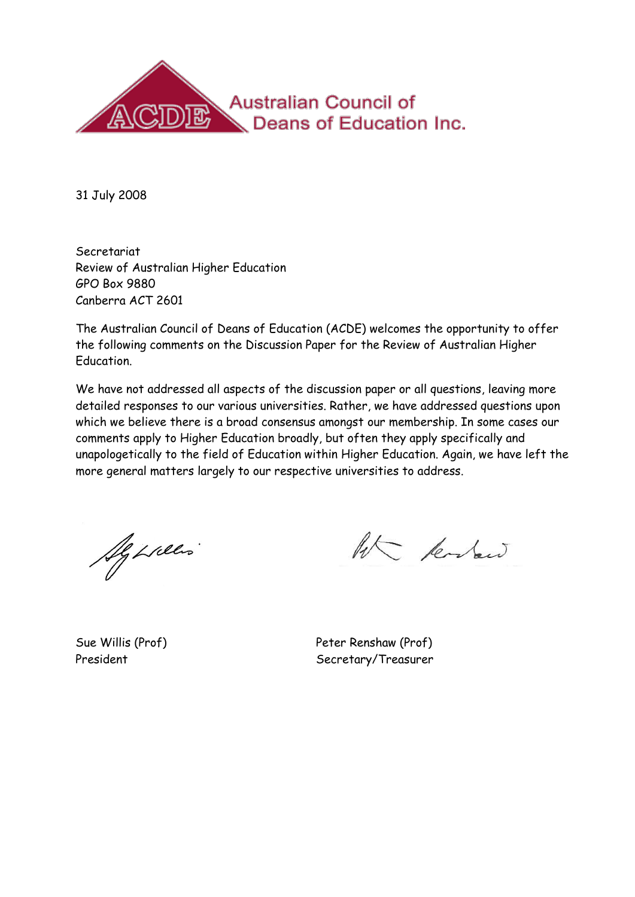Australian Council of Deans of Education Inc.

31 July 2008

Secretariat
Review of Australian Higher Education
GPO Box 9880
Canberra ACT 2601

The Australian Council of Deans of Education (ACDE) welcomes the opportunity to offer the following comments on the Discussion Paper for the Review of Australian Higher Education.

We have not addressed all aspects of the discussion paper or all questions, leaving more detailed responses to our various universities. Rather, we have addressed questions upon which we believe there is a broad consensus amongst our membership. In some cases our comments apply to Higher Education broadly, but often they apply specifically and unapologetically to the field of Education within Higher Education. Again, we have left the more general matters largely to our respective universities to address.

Sue Willis (Prof)
President

Peter Renshaw (Prof)
Secretary/Treasurer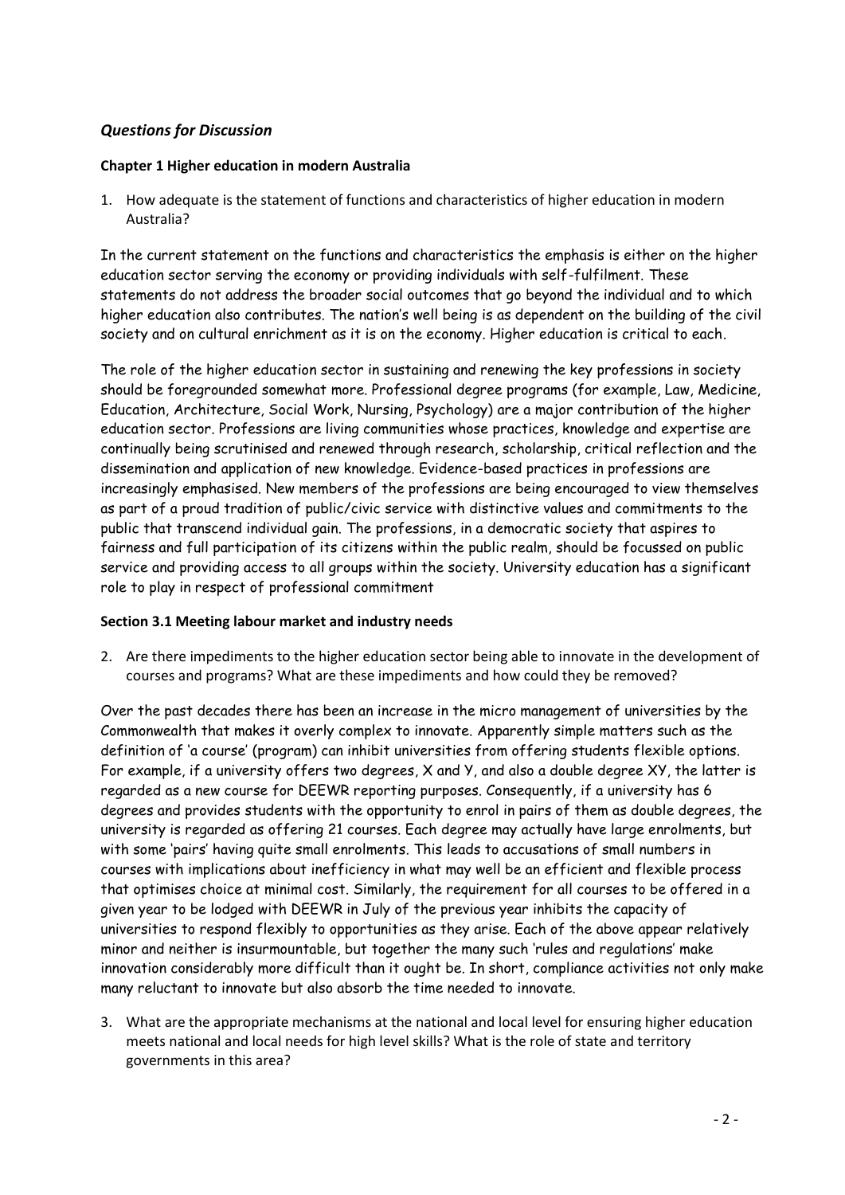## *Questions for Discussion*

**Chapter 1 Higher education in modern Australia**

1. How adequate is the statement of functions and characteristics of higher education in modern Australia?

In the current statement on the functions and characteristics the emphasis is either on the higher education sector serving the economy or providing individuals with self-fulfilment. These statements do not address the broader social outcomes that go beyond the individual and to which higher education also contributes. The nation's well being is as dependent on the building of the civil society and on cultural enrichment as it is on the economy. Higher education is critical to each.

The role of the higher education sector in sustaining and renewing the key professions in society should be foregrounded somewhat more. Professional degree programs (for example, Law, Medicine, Education, Architecture, Social Work, Nursing, Psychology) are a major contribution of the higher education sector. Professions are living communities whose practices, knowledge and expertise are continually being scrutinised and renewed through research, scholarship, critical reflection and the dissemination and application of new knowledge. Evidence-based practices in professions are increasingly emphasised. New members of the professions are being encouraged to view themselves as part of a proud tradition of public/civic service with distinctive values and commitments to the public that transcend individual gain. The professions, in a democratic society that aspires to fairness and full participation of its citizens within the public realm, should be focussed on public service and providing access to all groups within the society. University education has a significant role to play in respect of professional commitment

**Section 3.1 Meeting labour market and industry needs**

2. Are there impediments to the higher education sector being able to innovate in the development of courses and programs? What are these impediments and how could they be removed?

Over the past decades there has been an increase in the micro management of universities by the Commonwealth that makes it overly complex to innovate. Apparently simple matters such as the definition of 'a course' (program) can inhibit universities from offering students flexible options. For example, if a university offers two degrees, X and Y, and also a double degree XY, the latter is regarded as a new course for DEEWR reporting purposes. Consequently, if a university has 6 degrees and provides students with the opportunity to enrol in pairs of them as double degrees, the university is regarded as offering 21 courses. Each degree may actually have large enrolments, but with some 'pairs' having quite small enrolments. This leads to accusations of small numbers in courses with implications about inefficiency in what may well be an efficient and flexible process that optimises choice at minimal cost. Similarly, the requirement for all courses to be offered in a given year to be lodged with DEEWR in July of the previous year inhibits the capacity of universities to respond flexibly to opportunities as they arise. Each of the above appear relatively minor and neither is insurmountable, but together the many such 'rules and regulations' make innovation considerably more difficult than it ought be. In short, compliance activities not only make many reluctant to innovate but also absorb the time needed to innovate.

3. What are the appropriate mechanisms at the national and local level for ensuring higher education meets national and local needs for high level skills? What is the role of state and territory governments in this area?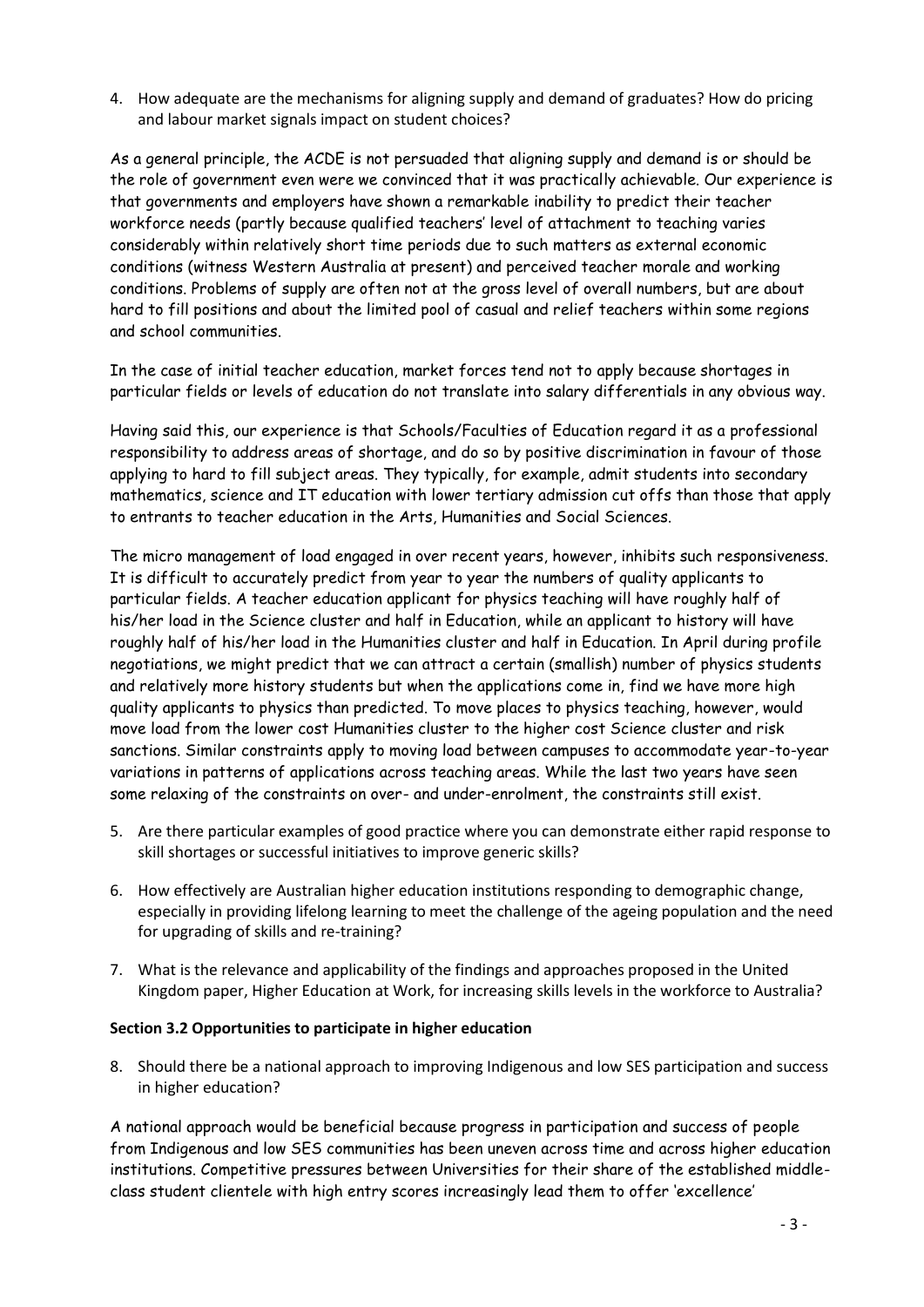4. How adequate are the mechanisms for aligning supply and demand of graduates? How do pricing and labour market signals impact on student choices?

As a general principle, the ACDE is not persuaded that aligning supply and demand is or should be the role of government even were we convinced that it was practically achievable. Our experience is that governments and employers have shown a remarkable inability to predict their teacher workforce needs (partly because qualified teachers' level of attachment to teaching varies considerably within relatively short time periods due to such matters as external economic conditions (witness Western Australia at present) and perceived teacher morale and working conditions. Problems of supply are often not at the gross level of overall numbers, but are about hard to fill positions and about the limited pool of casual and relief teachers within some regions and school communities.

In the case of initial teacher education, market forces tend not to apply because shortages in particular fields or levels of education do not translate into salary differentials in any obvious way.

Having said this, our experience is that Schools/Faculties of Education regard it as a professional responsibility to address areas of shortage, and do so by positive discrimination in favour of those applying to hard to fill subject areas. They typically, for example, admit students into secondary mathematics, science and IT education with lower tertiary admission cut offs than those that apply to entrants to teacher education in the Arts, Humanities and Social Sciences.

The micro management of load engaged in over recent years, however, inhibits such responsiveness. It is difficult to accurately predict from year to year the numbers of quality applicants to particular fields. A teacher education applicant for physics teaching will have roughly half of his/her load in the Science cluster and half in Education, while an applicant to history will have roughly half of his/her load in the Humanities cluster and half in Education. In April during profile negotiations, we might predict that we can attract a certain (smallish) number of physics students and relatively more history students but when the applications come in, find we have more high quality applicants to physics than predicted. To move places to physics teaching, however, would move load from the lower cost Humanities cluster to the higher cost Science cluster and risk sanctions. Similar constraints apply to moving load between campuses to accommodate year-to-year variations in patterns of applications across teaching areas. While the last two years have seen some relaxing of the constraints on over- and under-enrolment, the constraints still exist.

5. Are there particular examples of good practice where you can demonstrate either rapid response to skill shortages or successful initiatives to improve generic skills?

6. How effectively are Australian higher education institutions responding to demographic change, especially in providing lifelong learning to meet the challenge of the ageing population and the need for upgrading of skills and re-training?

7. What is the relevance and applicability of the findings and approaches proposed in the United Kingdom paper, Higher Education at Work, for increasing skills levels in the workforce to Australia?

**Section 3.2 Opportunities to participate in higher education**

8. Should there be a national approach to improving Indigenous and low SES participation and success in higher education?

A national approach would be beneficial because progress in participation and success of people from Indigenous and low SES communities has been uneven across time and across higher education institutions. Competitive pressures between Universities for their share of the established middle-class student clientele with high entry scores increasingly lead them to offer 'excellence'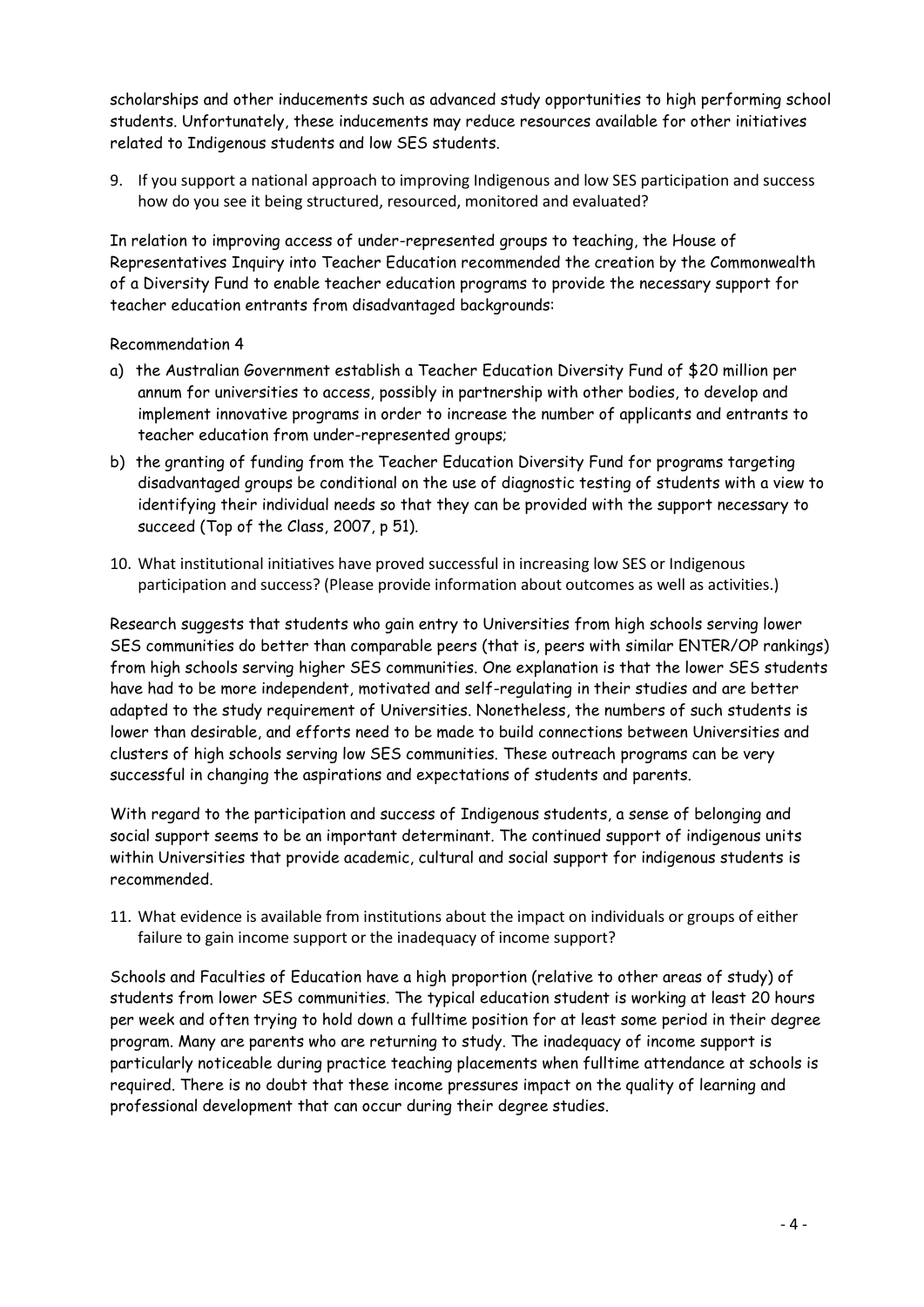scholarships and other inducements such as advanced study opportunities to high performing school students. Unfortunately, these inducements may reduce resources available for other initiatives related to Indigenous students and low SES students.

9. If you support a national approach to improving Indigenous and low SES participation and success how do you see it being structured, resourced, monitored and evaluated?

In relation to improving access of under-represented groups to teaching, the House of Representatives Inquiry into Teacher Education recommended the creation by the Commonwealth of a Diversity Fund to enable teacher education programs to provide the necessary support for teacher education entrants from disadvantaged backgrounds:

Recommendation 4

a) the Australian Government establish a Teacher Education Diversity Fund of $20 million per annum for universities to access, possibly in partnership with other bodies, to develop and implement innovative programs in order to increase the number of applicants and entrants to teacher education from under-represented groups;
b) the granting of funding from the Teacher Education Diversity Fund for programs targeting disadvantaged groups be conditional on the use of diagnostic testing of students with a view to identifying their individual needs so that they can be provided with the support necessary to succeed (Top of the Class, 2007, p 51).

10. What institutional initiatives have proved successful in increasing low SES or Indigenous participation and success? (Please provide information about outcomes as well as activities.)

Research suggests that students who gain entry to Universities from high schools serving lower SES communities do better than comparable peers (that is, peers with similar ENTER/OP rankings) from high schools serving higher SES communities. One explanation is that the lower SES students have had to be more independent, motivated and self-regulating in their studies and are better adapted to the study requirement of Universities. Nonetheless, the numbers of such students is lower than desirable, and efforts need to be made to build connections between Universities and clusters of high schools serving low SES communities. These outreach programs can be very successful in changing the aspirations and expectations of students and parents.

With regard to the participation and success of Indigenous students, a sense of belonging and social support seems to be an important determinant. The continued support of indigenous units within Universities that provide academic, cultural and social support for indigenous students is recommended.

11. What evidence is available from institutions about the impact on individuals or groups of either failure to gain income support or the inadequacy of income support?

Schools and Faculties of Education have a high proportion (relative to other areas of study) of students from lower SES communities. The typical education student is working at least 20 hours per week and often trying to hold down a fulltime position for at least some period in their degree program. Many are parents who are returning to study. The inadequacy of income support is particularly noticeable during practice teaching placements when fulltime attendance at schools is required. There is no doubt that these income pressures impact on the quality of learning and professional development that can occur during their degree studies.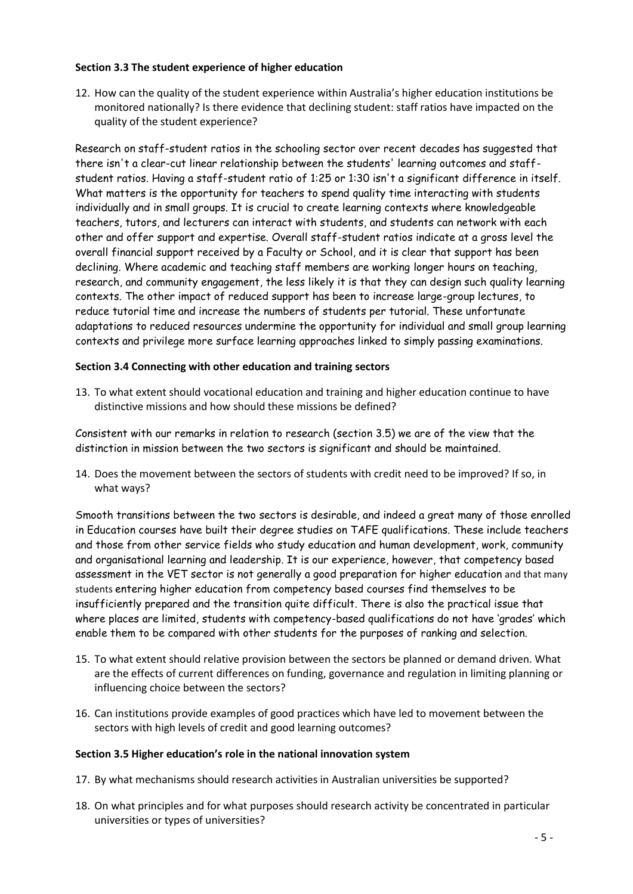**Section 3.3 The student experience of higher education**

12. How can the quality of the student experience within Australia's higher education institutions be monitored nationally? Is there evidence that declining student: staff ratios have impacted on the quality of the student experience?

Research on staff-student ratios in the schooling sector over recent decades has suggested that there isn't a clear-cut linear relationship between the students' learning outcomes and staff-student ratios. Having a staff-student ratio of 1:25 or 1:30 isn't a significant difference in itself. What matters is the opportunity for teachers to spend quality time interacting with students individually and in small groups. It is crucial to create learning contexts where knowledgeable teachers, tutors, and lecturers can interact with students, and students can network with each other and offer support and expertise. Overall staff-student ratios indicate at a gross level the overall financial support received by a Faculty or School, and it is clear that support has been declining. Where academic and teaching staff members are working longer hours on teaching, research, and community engagement, the less likely it is that they can design such quality learning contexts. The other impact of reduced support has been to increase large-group lectures, to reduce tutorial time and increase the numbers of students per tutorial. These unfortunate adaptations to reduced resources undermine the opportunity for individual and small group learning contexts and privilege more surface learning approaches linked to simply passing examinations.

**Section 3.4 Connecting with other education and training sectors**

13. To what extent should vocational education and training and higher education continue to have distinctive missions and how should these missions be defined?

Consistent with our remarks in relation to research (section 3.5) we are of the view that the distinction in mission between the two sectors is significant and should be maintained.

14. Does the movement between the sectors of students with credit need to be improved? If so, in what ways?

Smooth transitions between the two sectors is desirable, and indeed a great many of those enrolled in Education courses have built their degree studies on TAFE qualifications. These include teachers and those from other service fields who study education and human development, work, community and organisational learning and leadership. It is our experience, however, that competency based assessment in the VET sector is not generally a good preparation for higher education and that many students entering higher education from competency based courses find themselves to be insufficiently prepared and the transition quite difficult. There is also the practical issue that where places are limited, students with competency-based qualifications do not have 'grades' which enable them to be compared with other students for the purposes of ranking and selection.

15. To what extent should relative provision between the sectors be planned or demand driven. What are the effects of current differences on funding, governance and regulation in limiting planning or influencing choice between the sectors?

16. Can institutions provide examples of good practices which have led to movement between the sectors with high levels of credit and good learning outcomes?

**Section 3.5 Higher education's role in the national innovation system**

17. By what mechanisms should research activities in Australian universities be supported?

18. On what principles and for what purposes should research activity be concentrated in particular universities or types of universities?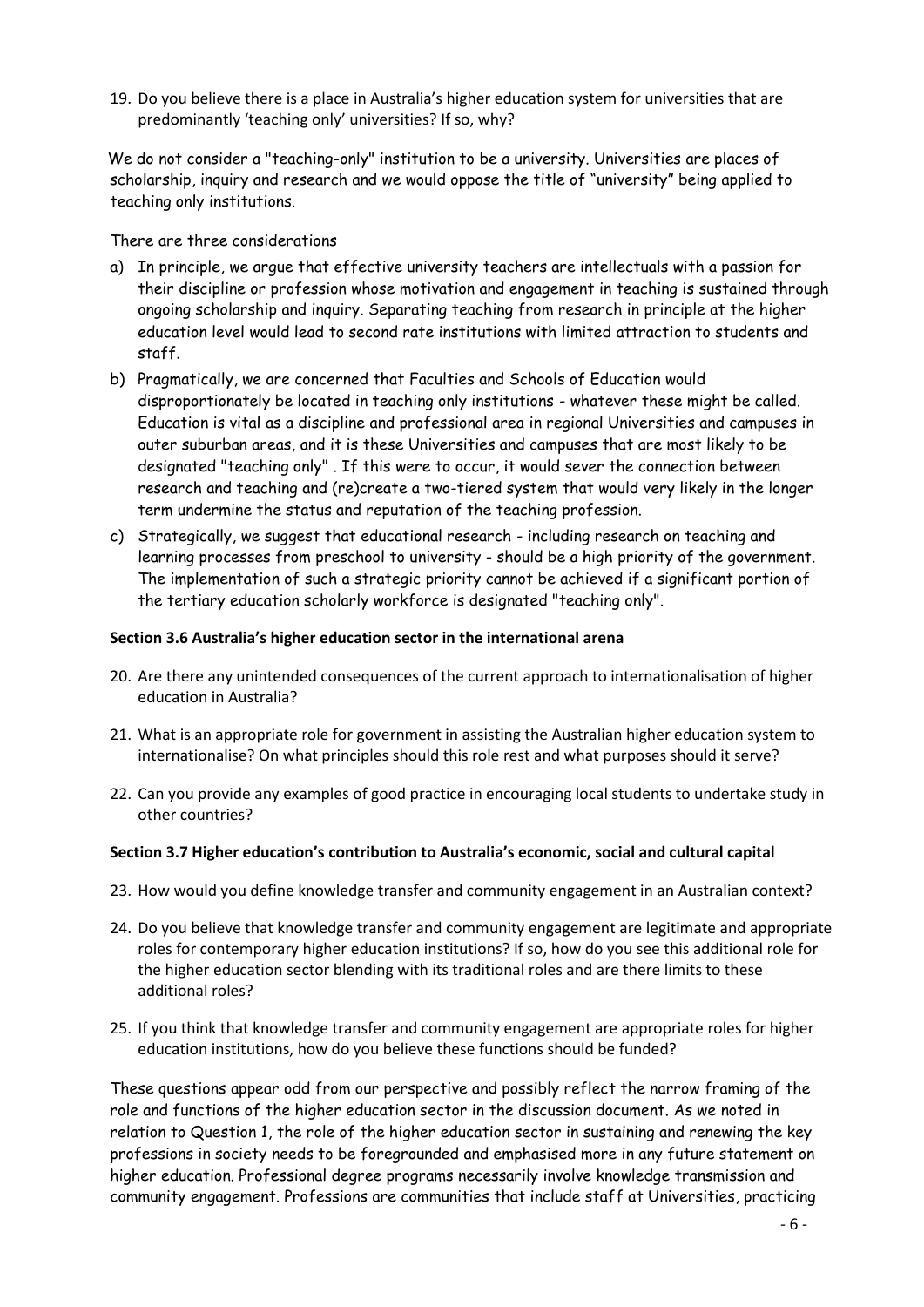19. Do you believe there is a place in Australia's higher education system for universities that are predominantly 'teaching only' universities? If so, why?

We do not consider a "teaching-only" institution to be a university. Universities are places of scholarship, inquiry and research and we would oppose the title of "university" being applied to teaching only institutions.

There are three considerations

a) In principle, we argue that effective university teachers are intellectuals with a passion for their discipline or profession whose motivation and engagement in teaching is sustained through ongoing scholarship and inquiry. Separating teaching from research in principle at the higher education level would lead to second rate institutions with limited attraction to students and staff.
b) Pragmatically, we are concerned that Faculties and Schools of Education would disproportionately be located in teaching only institutions - whatever these might be called. Education is vital as a discipline and professional area in regional Universities and campuses in outer suburban areas, and it is these Universities and campuses that are most likely to be designated "teaching only" . If this were to occur, it would sever the connection between research and teaching and (re)create a two-tiered system that would very likely in the longer term undermine the status and reputation of the teaching profession.
c) Strategically, we suggest that educational research - including research on teaching and learning processes from preschool to university - should be a high priority of the government. The implementation of such a strategic priority cannot be achieved if a significant portion of the tertiary education scholarly workforce is designated "teaching only".

**Section 3.6 Australia's higher education sector in the international arena**

20. Are there any unintended consequences of the current approach to internationalisation of higher education in Australia?
21. What is an appropriate role for government in assisting the Australian higher education system to internationalise? On what principles should this role rest and what purposes should it serve?
22. Can you provide any examples of good practice in encouraging local students to undertake study in other countries?

**Section 3.7 Higher education's contribution to Australia's economic, social and cultural capital**

23. How would you define knowledge transfer and community engagement in an Australian context?
24. Do you believe that knowledge transfer and community engagement are legitimate and appropriate roles for contemporary higher education institutions? If so, how do you see this additional role for the higher education sector blending with its traditional roles and are there limits to these additional roles?
25. If you think that knowledge transfer and community engagement are appropriate roles for higher education institutions, how do you believe these functions should be funded?

These questions appear odd from our perspective and possibly reflect the narrow framing of the role and functions of the higher education sector in the discussion document. As we noted in relation to Question 1, the role of the higher education sector in sustaining and renewing the key professions in society needs to be foregrounded and emphasised more in any future statement on higher education. Professional degree programs necessarily involve knowledge transmission and community engagement. Professions are communities that include staff at Universities, practicing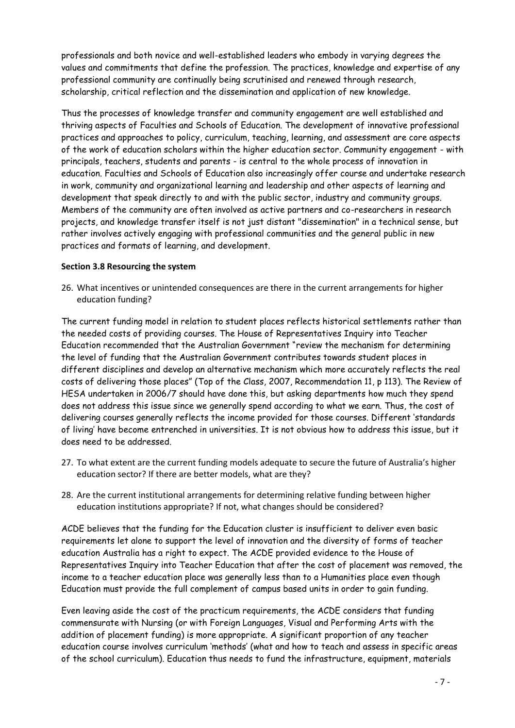professionals and both novice and well-established leaders who embody in varying degrees the values and commitments that define the profession. The practices, knowledge and expertise of any professional community are continually being scrutinised and renewed through research, scholarship, critical reflection and the dissemination and application of new knowledge.

Thus the processes of knowledge transfer and community engagement are well established and thriving aspects of Faculties and Schools of Education. The development of innovative professional practices and approaches to policy, curriculum, teaching, learning, and assessment are core aspects of the work of education scholars within the higher education sector. Community engagement - with principals, teachers, students and parents - is central to the whole process of innovation in education. Faculties and Schools of Education also increasingly offer course and undertake research in work, community and organizational learning and leadership and other aspects of learning and development that speak directly to and with the public sector, industry and community groups. Members of the community are often involved as active partners and co-researchers in research projects, and knowledge transfer itself is not just distant "dissemination" in a technical sense, but rather involves actively engaging with professional communities and the general public in new practices and formats of learning, and development.

### Section 3.8 Resourcing the system

26. What incentives or unintended consequences are there in the current arrangements for higher education funding?

The current funding model in relation to student places reflects historical settlements rather than the needed costs of providing courses. The House of Representatives Inquiry into Teacher Education recommended that the Australian Government "review the mechanism for determining the level of funding that the Australian Government contributes towards student places in different disciplines and develop an alternative mechanism which more accurately reflects the real costs of delivering those places" (Top of the Class, 2007, Recommendation 11, p 113). The Review of HESA undertaken in 2006/7 should have done this, but asking departments how much they spend does not address this issue since we generally spend according to what we earn. Thus, the cost of delivering courses generally reflects the income provided for those courses. Different 'standards of living' have become entrenched in universities. It is not obvious how to address this issue, but it does need to be addressed.

27. To what extent are the current funding models adequate to secure the future of Australia's higher education sector? If there are better models, what are they?

28. Are the current institutional arrangements for determining relative funding between higher education institutions appropriate? If not, what changes should be considered?

ACDE believes that the funding for the Education cluster is insufficient to deliver even basic requirements let alone to support the level of innovation and the diversity of forms of teacher education Australia has a right to expect. The ACDE provided evidence to the House of Representatives Inquiry into Teacher Education that after the cost of placement was removed, the income to a teacher education place was generally less than to a Humanities place even though Education must provide the full complement of campus based units in order to gain funding.

Even leaving aside the cost of the practicum requirements, the ACDE considers that funding commensurate with Nursing (or with Foreign Languages, Visual and Performing Arts with the addition of placement funding) is more appropriate. A significant proportion of any teacher education course involves curriculum 'methods' (what and how to teach and assess in specific areas of the school curriculum). Education thus needs to fund the infrastructure, equipment, materials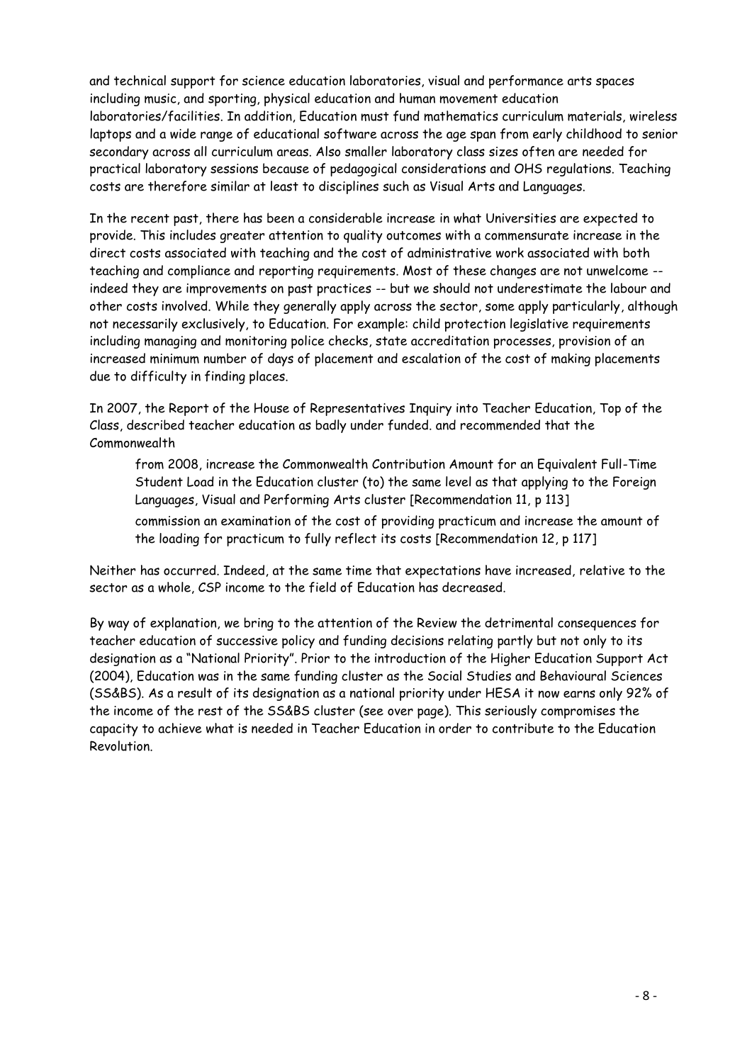and technical support for science education laboratories, visual and performance arts spaces including music, and sporting, physical education and human movement education laboratories/facilities. In addition, Education must fund mathematics curriculum materials, wireless laptops and a wide range of educational software across the age span from early childhood to senior secondary across all curriculum areas. Also smaller laboratory class sizes often are needed for practical laboratory sessions because of pedagogical considerations and OHS regulations. Teaching costs are therefore similar at least to disciplines such as Visual Arts and Languages.

In the recent past, there has been a considerable increase in what Universities are expected to provide. This includes greater attention to quality outcomes with a commensurate increase in the direct costs associated with teaching and the cost of administrative work associated with both teaching and compliance and reporting requirements. Most of these changes are not unwelcome -- indeed they are improvements on past practices -- but we should not underestimate the labour and other costs involved. While they generally apply across the sector, some apply particularly, although not necessarily exclusively, to Education. For example: child protection legislative requirements including managing and monitoring police checks, state accreditation processes, provision of an increased minimum number of days of placement and escalation of the cost of making placements due to difficulty in finding places.

In 2007, the Report of the House of Representatives Inquiry into Teacher Education, Top of the Class, described teacher education as badly under funded. and recommended that the Commonwealth

> from 2008, increase the Commonwealth Contribution Amount for an Equivalent Full-Time Student Load in the Education cluster (to) the same level as that applying to the Foreign Languages, Visual and Performing Arts cluster [Recommendation 11, p 113]
>
> commission an examination of the cost of providing practicum and increase the amount of the loading for practicum to fully reflect its costs [Recommendation 12, p 117]

Neither has occurred. Indeed, at the same time that expectations have increased, relative to the sector as a whole, CSP income to the field of Education has decreased.

By way of explanation, we bring to the attention of the Review the detrimental consequences for teacher education of successive policy and funding decisions relating partly but not only to its designation as a "National Priority". Prior to the introduction of the Higher Education Support Act (2004), Education was in the same funding cluster as the Social Studies and Behavioural Sciences (SS&BS). As a result of its designation as a national priority under HESA it now earns only 92% of the income of the rest of the SS&BS cluster (see over page). This seriously compromises the capacity to achieve what is needed in Teacher Education in order to contribute to the Education Revolution.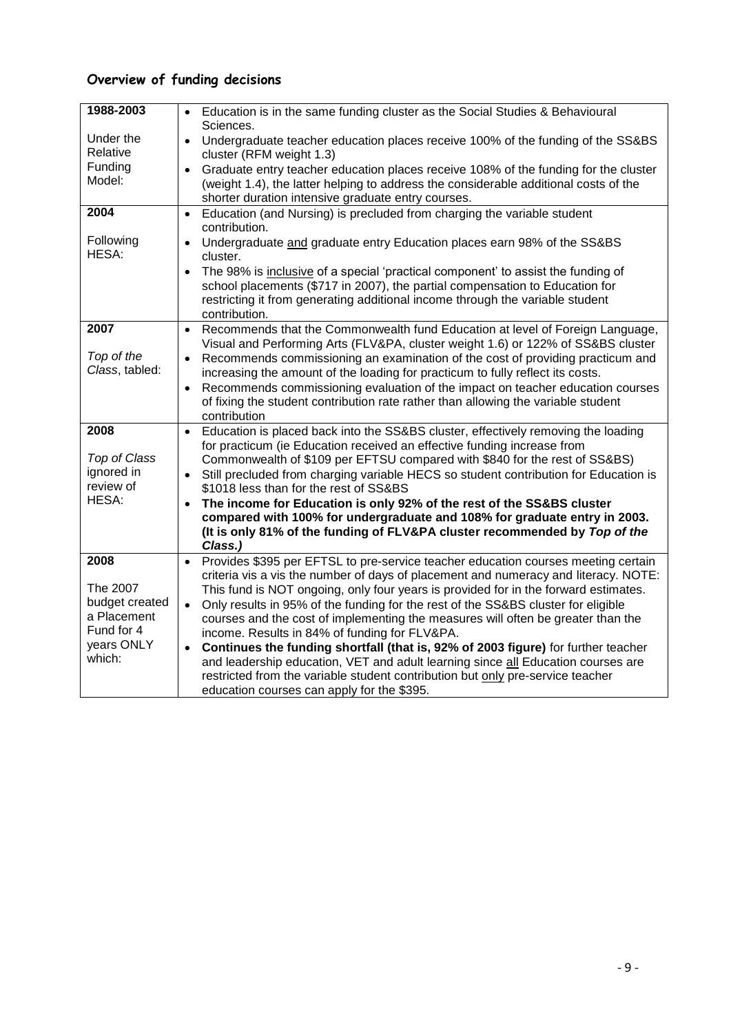## Overview of funding decisions

| | |
|---|---|
| **1988-2003**<br><br>Under the Relative Funding Model: | • Education is in the same funding cluster as the Social Studies & Behavioural Sciences.<br>• Undergraduate teacher education places receive 100% of the funding of the SS&BS cluster (RFM weight 1.3)<br>• Graduate entry teacher education places receive 108% of the funding for the cluster (weight 1.4), the latter helping to address the considerable additional costs of the shorter duration intensive graduate entry courses. |
| **2004**<br><br>Following HESA: | • Education (and Nursing) is precluded from charging the variable student contribution.<br>• Undergraduate and graduate entry Education places earn 98% of the SS&BS cluster.<br>• The 98% is inclusive of a special 'practical component' to assist the funding of school placements ($717 in 2007), the partial compensation to Education for restricting it from generating additional income through the variable student contribution. |
| **2007**<br><br>*Top of the Class*, tabled: | • Recommends that the Commonwealth fund Education at level of Foreign Language, Visual and Performing Arts (FLV&PA, cluster weight 1.6) or 122% of SS&BS cluster<br>• Recommends commissioning an examination of the cost of providing practicum and increasing the amount of the loading for practicum to fully reflect its costs.<br>• Recommends commissioning evaluation of the impact on teacher education courses of fixing the student contribution rate rather than allowing the variable student contribution |
| **2008**<br><br>*Top of Class* ignored in review of HESA: | • Education is placed back into the SS&BS cluster, effectively removing the loading for practicum (ie Education received an effective funding increase from Commonwealth of $109 per EFTSU compared with $840 for the rest of SS&BS)<br>• Still precluded from charging variable HECS so student contribution for Education is $1018 less than for the rest of SS&BS<br>• **The income for Education is only 92% of the rest of the SS&BS cluster compared with 100% for undergraduate and 108% for graduate entry in 2003. (It is only 81% of the funding of FLV&PA cluster recommended by *Top of the Class*.)** |
| **2008**<br><br>The 2007 budget created a Placement Fund for 4 years ONLY which: | • Provides $395 per EFTSL to pre-service teacher education courses meeting certain criteria vis a vis the number of days of placement and numeracy and literacy. NOTE: This fund is NOT ongoing, only four years is provided for in the forward estimates.<br>• Only results in 95% of the funding for the rest of the SS&BS cluster for eligible courses and the cost of implementing the measures will often be greater than the income. Results in 84% of funding for FLV&PA.<br>• **Continues the funding shortfall (that is, 92% of 2003 figure)** for further teacher and leadership education, VET and adult learning since all Education courses are restricted from the variable student contribution but only pre-service teacher education courses can apply for the $395. |